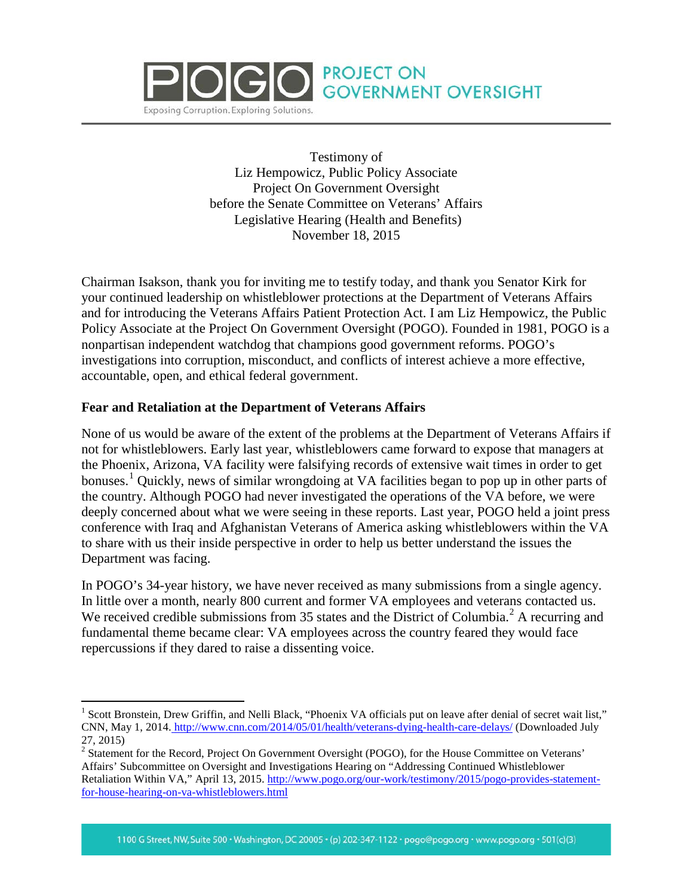Testimony of
Liz Hempowicz, Public Policy Associate
Project On Government Oversight
before the Senate Committee on Veterans' Affairs
Legislative Hearing (Health and Benefits)
November 18, 2015

Chairman Isakson, thank you for inviting me to testify today, and thank you Senator Kirk for your continued leadership on whistleblower protections at the Department of Veterans Affairs and for introducing the Veterans Affairs Patient Protection Act. I am Liz Hempowicz, the Public Policy Associate at the Project On Government Oversight (POGO). Founded in 1981, POGO is a nonpartisan independent watchdog that champions good government reforms. POGO's investigations into corruption, misconduct, and conflicts of interest achieve a more effective, accountable, open, and ethical federal government.

## Fear and Retaliation at the Department of Veterans Affairs

None of us would be aware of the extent of the problems at the Department of Veterans Affairs if not for whistleblowers. Early last year, whistleblowers came forward to expose that managers at the Phoenix, Arizona, VA facility were falsifying records of extensive wait times in order to get bonuses.[1] Quickly, news of similar wrongdoing at VA facilities began to pop up in other parts of the country. Although POGO had never investigated the operations of the VA before, we were deeply concerned about what we were seeing in these reports. Last year, POGO held a joint press conference with Iraq and Afghanistan Veterans of America asking whistleblowers within the VA to share with us their inside perspective in order to help us better understand the issues the Department was facing.

In POGO's 34-year history, we have never received as many submissions from a single agency. In little over a month, nearly 800 current and former VA employees and veterans contacted us. We received credible submissions from 35 states and the District of Columbia.[2] A recurring and fundamental theme became clear: VA employees across the country feared they would face repercussions if they dared to raise a dissenting voice.

---

[1] Scott Bronstein, Drew Griffin, and Nelli Black, "Phoenix VA officials put on leave after denial of secret wait list," CNN, May 1, 2014. http://www.cnn.com/2014/05/01/health/veterans-dying-health-care-delays/ (Downloaded July 27, 2015)

[2] Statement for the Record, Project On Government Oversight (POGO), for the House Committee on Veterans' Affairs' Subcommittee on Oversight and Investigations Hearing on "Addressing Continued Whistleblower Retaliation Within VA," April 13, 2015. http://www.pogo.org/our-work/testimony/2015/pogo-provides-statement-for-house-hearing-on-va-whistleblowers.html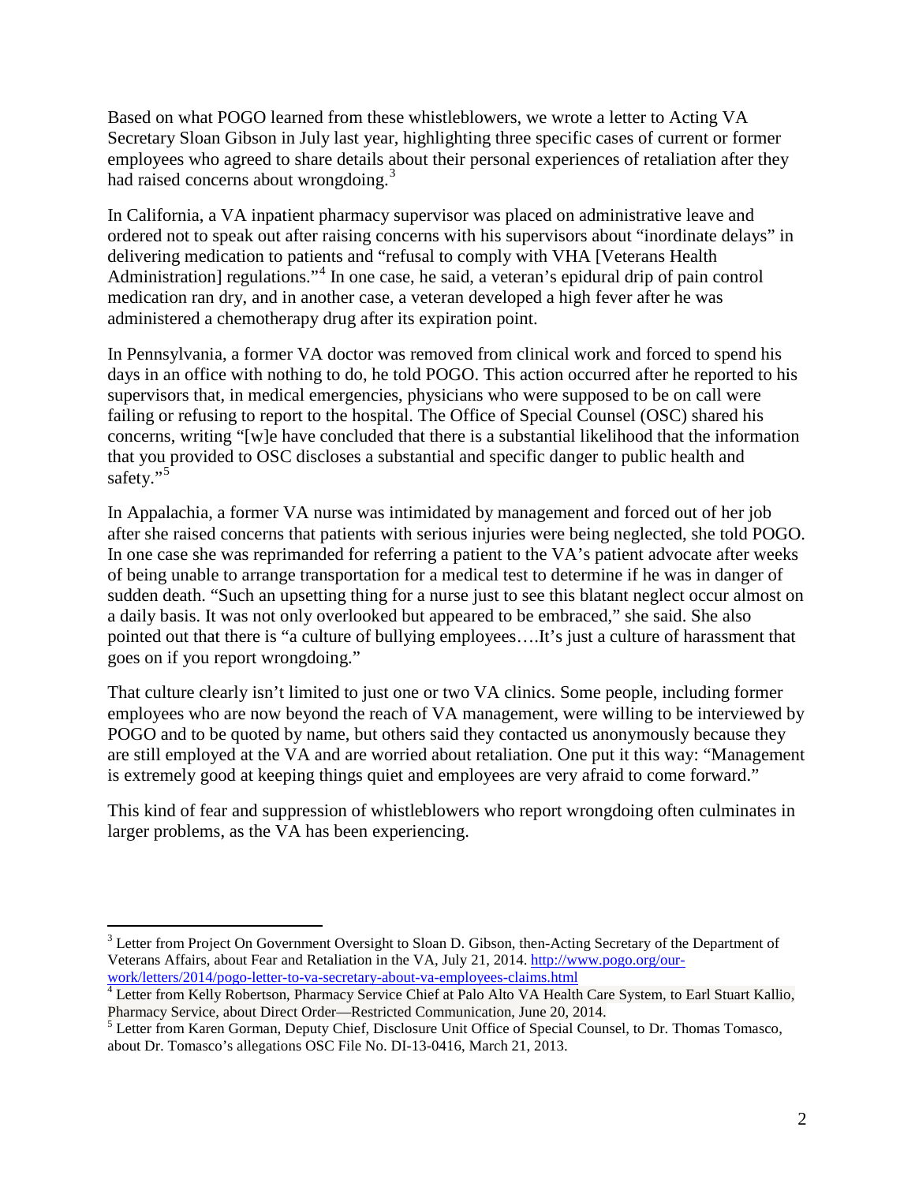Based on what POGO learned from these whistleblowers, we wrote a letter to Acting VA Secretary Sloan Gibson in July last year, highlighting three specific cases of current or former employees who agreed to share details about their personal experiences of retaliation after they had raised concerns about wrongdoing.[3]

In California, a VA inpatient pharmacy supervisor was placed on administrative leave and ordered not to speak out after raising concerns with his supervisors about "inordinate delays" in delivering medication to patients and "refusal to comply with VHA [Veterans Health Administration] regulations."[4] In one case, he said, a veteran's epidural drip of pain control medication ran dry, and in another case, a veteran developed a high fever after he was administered a chemotherapy drug after its expiration point.

In Pennsylvania, a former VA doctor was removed from clinical work and forced to spend his days in an office with nothing to do, he told POGO. This action occurred after he reported to his supervisors that, in medical emergencies, physicians who were supposed to be on call were failing or refusing to report to the hospital. The Office of Special Counsel (OSC) shared his concerns, writing "[w]e have concluded that there is a substantial likelihood that the information that you provided to OSC discloses a substantial and specific danger to public health and safety."[5]

In Appalachia, a former VA nurse was intimidated by management and forced out of her job after she raised concerns that patients with serious injuries were being neglected, she told POGO. In one case she was reprimanded for referring a patient to the VA's patient advocate after weeks of being unable to arrange transportation for a medical test to determine if he was in danger of sudden death. "Such an upsetting thing for a nurse just to see this blatant neglect occur almost on a daily basis. It was not only overlooked but appeared to be embraced," she said. She also pointed out that there is "a culture of bullying employees….It's just a culture of harassment that goes on if you report wrongdoing."

That culture clearly isn't limited to just one or two VA clinics. Some people, including former employees who are now beyond the reach of VA management, were willing to be interviewed by POGO and to be quoted by name, but others said they contacted us anonymously because they are still employed at the VA and are worried about retaliation. One put it this way: "Management is extremely good at keeping things quiet and employees are very afraid to come forward."

This kind of fear and suppression of whistleblowers who report wrongdoing often culminates in larger problems, as the VA has been experiencing.

---

[3] Letter from Project On Government Oversight to Sloan D. Gibson, then-Acting Secretary of the Department of Veterans Affairs, about Fear and Retaliation in the VA, July 21, 2014. http://www.pogo.org/our-work/letters/2014/pogo-letter-to-va-secretary-about-va-employees-claims.html

[4] Letter from Kelly Robertson, Pharmacy Service Chief at Palo Alto VA Health Care System, to Earl Stuart Kallio, Pharmacy Service, about Direct Order—Restricted Communication, June 20, 2014.

[5] Letter from Karen Gorman, Deputy Chief, Disclosure Unit Office of Special Counsel, to Dr. Thomas Tomasco, about Dr. Tomasco's allegations OSC File No. DI-13-0416, March 21, 2013.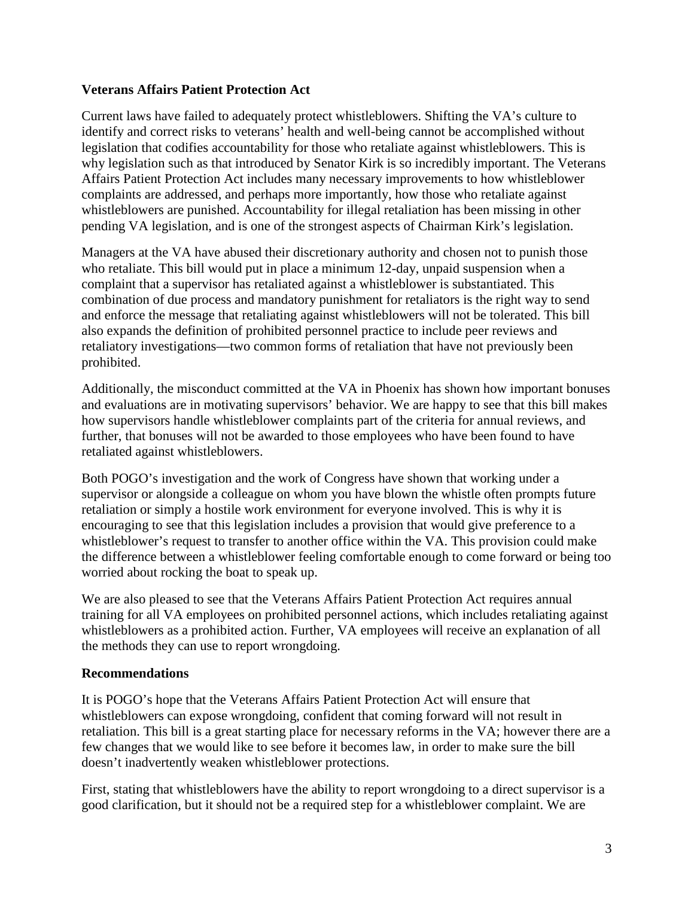**Veterans Affairs Patient Protection Act**

Current laws have failed to adequately protect whistleblowers. Shifting the VA's culture to identify and correct risks to veterans' health and well-being cannot be accomplished without legislation that codifies accountability for those who retaliate against whistleblowers. This is why legislation such as that introduced by Senator Kirk is so incredibly important. The Veterans Affairs Patient Protection Act includes many necessary improvements to how whistleblower complaints are addressed, and perhaps more importantly, how those who retaliate against whistleblowers are punished. Accountability for illegal retaliation has been missing in other pending VA legislation, and is one of the strongest aspects of Chairman Kirk's legislation.

Managers at the VA have abused their discretionary authority and chosen not to punish those who retaliate. This bill would put in place a minimum 12-day, unpaid suspension when a complaint that a supervisor has retaliated against a whistleblower is substantiated. This combination of due process and mandatory punishment for retaliators is the right way to send and enforce the message that retaliating against whistleblowers will not be tolerated. This bill also expands the definition of prohibited personnel practice to include peer reviews and retaliatory investigations—two common forms of retaliation that have not previously been prohibited.

Additionally, the misconduct committed at the VA in Phoenix has shown how important bonuses and evaluations are in motivating supervisors' behavior. We are happy to see that this bill makes how supervisors handle whistleblower complaints part of the criteria for annual reviews, and further, that bonuses will not be awarded to those employees who have been found to have retaliated against whistleblowers.

Both POGO's investigation and the work of Congress have shown that working under a supervisor or alongside a colleague on whom you have blown the whistle often prompts future retaliation or simply a hostile work environment for everyone involved. This is why it is encouraging to see that this legislation includes a provision that would give preference to a whistleblower's request to transfer to another office within the VA. This provision could make the difference between a whistleblower feeling comfortable enough to come forward or being too worried about rocking the boat to speak up.

We are also pleased to see that the Veterans Affairs Patient Protection Act requires annual training for all VA employees on prohibited personnel actions, which includes retaliating against whistleblowers as a prohibited action. Further, VA employees will receive an explanation of all the methods they can use to report wrongdoing.

**Recommendations**

It is POGO's hope that the Veterans Affairs Patient Protection Act will ensure that whistleblowers can expose wrongdoing, confident that coming forward will not result in retaliation. This bill is a great starting place for necessary reforms in the VA; however there are a few changes that we would like to see before it becomes law, in order to make sure the bill doesn't inadvertently weaken whistleblower protections.

First, stating that whistleblowers have the ability to report wrongdoing to a direct supervisor is a good clarification, but it should not be a required step for a whistleblower complaint. We are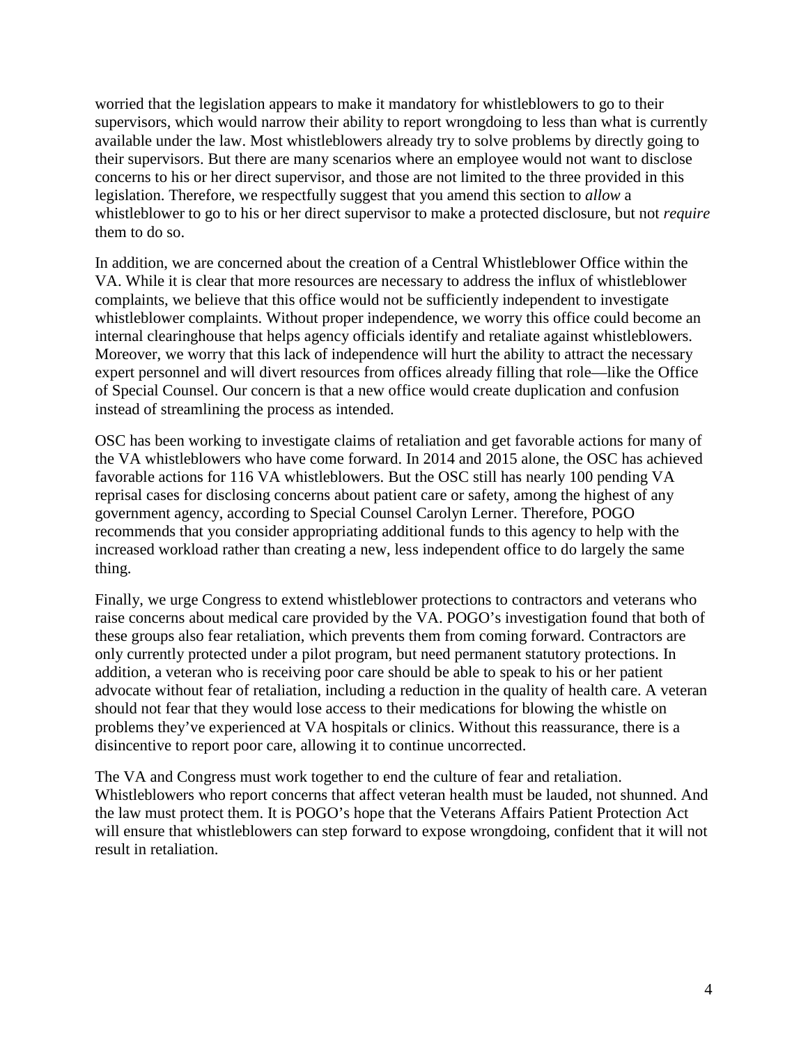worried that the legislation appears to make it mandatory for whistleblowers to go to their supervisors, which would narrow their ability to report wrongdoing to less than what is currently available under the law. Most whistleblowers already try to solve problems by directly going to their supervisors. But there are many scenarios where an employee would not want to disclose concerns to his or her direct supervisor, and those are not limited to the three provided in this legislation. Therefore, we respectfully suggest that you amend this section to *allow* a whistleblower to go to his or her direct supervisor to make a protected disclosure, but not *require* them to do so.

In addition, we are concerned about the creation of a Central Whistleblower Office within the VA. While it is clear that more resources are necessary to address the influx of whistleblower complaints, we believe that this office would not be sufficiently independent to investigate whistleblower complaints. Without proper independence, we worry this office could become an internal clearinghouse that helps agency officials identify and retaliate against whistleblowers. Moreover, we worry that this lack of independence will hurt the ability to attract the necessary expert personnel and will divert resources from offices already filling that role—like the Office of Special Counsel. Our concern is that a new office would create duplication and confusion instead of streamlining the process as intended.

OSC has been working to investigate claims of retaliation and get favorable actions for many of the VA whistleblowers who have come forward. In 2014 and 2015 alone, the OSC has achieved favorable actions for 116 VA whistleblowers. But the OSC still has nearly 100 pending VA reprisal cases for disclosing concerns about patient care or safety, among the highest of any government agency, according to Special Counsel Carolyn Lerner. Therefore, POGO recommends that you consider appropriating additional funds to this agency to help with the increased workload rather than creating a new, less independent office to do largely the same thing.

Finally, we urge Congress to extend whistleblower protections to contractors and veterans who raise concerns about medical care provided by the VA. POGO's investigation found that both of these groups also fear retaliation, which prevents them from coming forward. Contractors are only currently protected under a pilot program, but need permanent statutory protections. In addition, a veteran who is receiving poor care should be able to speak to his or her patient advocate without fear of retaliation, including a reduction in the quality of health care. A veteran should not fear that they would lose access to their medications for blowing the whistle on problems they've experienced at VA hospitals or clinics. Without this reassurance, there is a disincentive to report poor care, allowing it to continue uncorrected.

The VA and Congress must work together to end the culture of fear and retaliation. Whistleblowers who report concerns that affect veteran health must be lauded, not shunned. And the law must protect them. It is POGO's hope that the Veterans Affairs Patient Protection Act will ensure that whistleblowers can step forward to expose wrongdoing, confident that it will not result in retaliation.